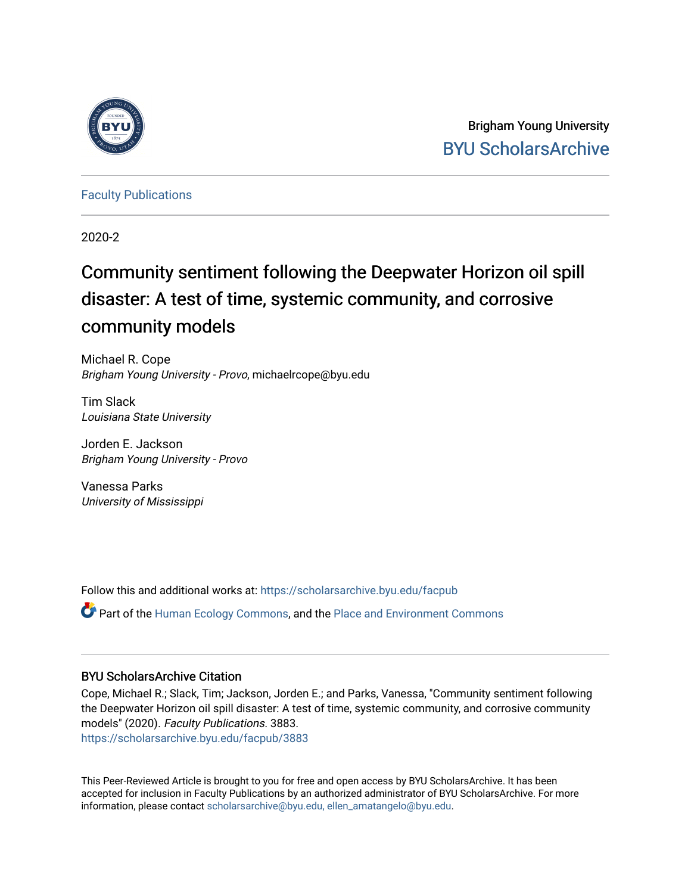Brigham Young University

BYU ScholarsArchive

Faculty Publications

2020-2

# Community sentiment following the Deepwater Horizon oil spill disaster: A test of time, systemic community, and corrosive community models

Michael R. Cope
*Brigham Young University - Provo*, michaelrcope@byu.edu

Tim Slack
*Louisiana State University*

Jorden E. Jackson
*Brigham Young University - Provo*

Vanessa Parks
*University of Mississippi*

Follow this and additional works at: https://scholarsarchive.byu.edu/facpub

Part of the Human Ecology Commons, and the Place and Environment Commons

## BYU ScholarsArchive Citation

Cope, Michael R.; Slack, Tim; Jackson, Jorden E.; and Parks, Vanessa, "Community sentiment following the Deepwater Horizon oil spill disaster: A test of time, systemic community, and corrosive community models" (2020). *Faculty Publications*. 3883.
https://scholarsarchive.byu.edu/facpub/3883

This Peer-Reviewed Article is brought to you for free and open access by BYU ScholarsArchive. It has been accepted for inclusion in Faculty Publications by an authorized administrator of BYU ScholarsArchive. For more information, please contact scholarsarchive@byu.edu, ellen_amatangelo@byu.edu.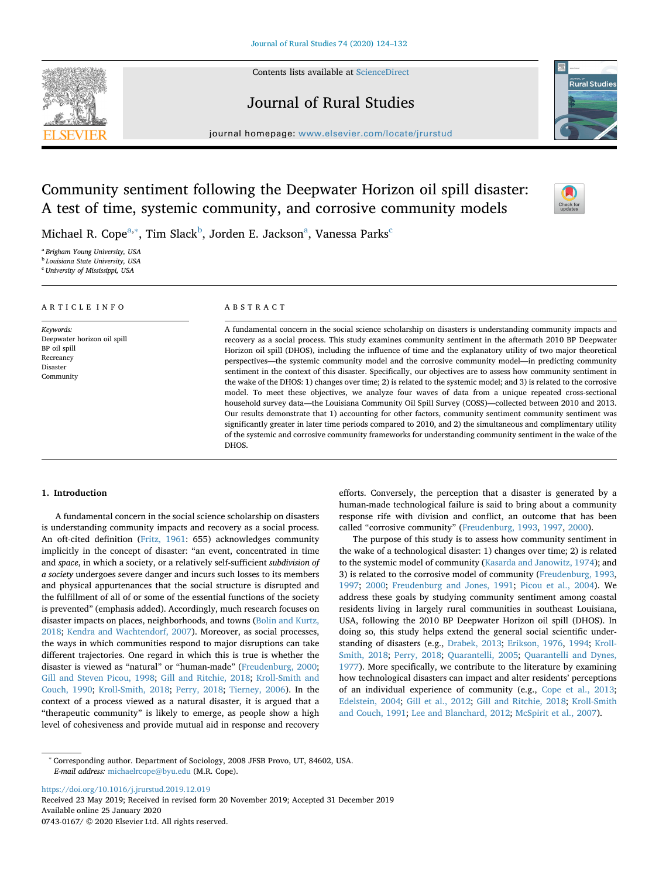Contents lists available at ScienceDirect

# Journal of Rural Studies

journal homepage: www.elsevier.com/locate/jrurstud

# Community sentiment following the Deepwater Horizon oil spill disaster: A test of time, systemic community, and corrosive community models

Michael R. Cope[a,*], Tim Slack[b], Jorden E. Jackson[a], Vanessa Parks[c]

[a] Brigham Young University, USA
[b] Louisiana State University, USA
[c] University of Mississippi, USA

**ARTICLE INFO**

*Keywords:*
Deepwater horizon oil spill
BP oil spill
Recreancy
Disaster
Community

**ABSTRACT**

A fundamental concern in the social science scholarship on disasters is understanding community impacts and recovery as a social process. This study examines community sentiment in the aftermath 2010 BP Deepwater Horizon oil spill (DHOS), including the influence of time and the explanatory utility of two major theoretical perspectives—the systemic community model and the corrosive community model—in predicting community sentiment in the context of this disaster. Specifically, our objectives are to assess how community sentiment in the wake of the DHOS: 1) changes over time; 2) is related to the systemic model; and 3) is related to the corrosive model. To meet these objectives, we analyze four waves of data from a unique repeated cross-sectional household survey data—the Louisiana Community Oil Spill Survey (COSS)—collected between 2010 and 2013. Our results demonstrate that 1) accounting for other factors, community sentiment was significantly greater in later time periods compared to 2010, and 2) the simultaneous and complimentary utility of the systemic and corrosive community frameworks for understanding community sentiment in the wake of the DHOS.

## 1. Introduction

A fundamental concern in the social science scholarship on disasters is understanding community impacts and recovery as a social process. An oft-cited definition (Fritz, 1961: 655) acknowledges community implicitly in the concept of disaster: "an event, concentrated in time and *space*, in which a society, or a relatively self-sufficient *subdivision of a society* undergoes severe danger and incurs such losses to its members and physical appurtenances that the social structure is disrupted and the fulfillment of all of or some of the essential functions of the society is prevented" (emphasis added). Accordingly, much research focuses on disaster impacts on places, neighborhoods, and towns (Bolin and Kurtz, 2018; Kendra and Wachtendorf, 2007). Moreover, as social processes, the ways in which communities respond to major disruptions can take different trajectories. One regard in which this is true is whether the disaster is viewed as "natural" or "human-made" (Freudenburg, 2000; Gill and Steven Picou, 1998; Gill and Ritchie, 2018; Kroll-Smith and Couch, 1990; Kroll-Smith, 2018; Perry, 2018; Tierney, 2006). In the context of a process viewed as a natural disaster, it is argued that a "therapeutic community" is likely to emerge, as people show a high level of cohesiveness and provide mutual aid in response and recovery efforts. Conversely, the perception that a disaster is generated by a human-made technological failure is said to bring about a community response rife with division and conflict, an outcome that has been called "corrosive community" (Freudenburg, 1993, 1997, 2000).

The purpose of this study is to assess how community sentiment in the wake of a technological disaster: 1) changes over time; 2) is related to the systemic model of community (Kasarda and Janowitz, 1974); and 3) is related to the corrosive model of community (Freudenburg, 1993, 1997; 2000; Freudenburg and Jones, 1991; Picou et al., 2004). We address these goals by studying community sentiment among coastal residents living in largely rural communities in southeast Louisiana, USA, following the 2010 BP Deepwater Horizon oil spill (DHOS). In doing so, this study helps extend the general social scientific understanding of disasters (e.g., Drabek, 2013; Erikson, 1976, 1994; Kroll-Smith, 2018; Perry, 2018; Quarantelli, 2005; Quarantelli and Dynes, 1977). More specifically, we contribute to the literature by examining how technological disasters can impact and alter residents' perceptions of an individual experience of community (e.g., Cope et al., 2013; Edelstein, 2004; Gill et al., 2012; Gill and Ritchie, 2018; Kroll-Smith and Couch, 1991; Lee and Blanchard, 2012; McSpirit et al., 2007).

---

* Corresponding author. Department of Sociology, 2008 JFSB Provo, UT, 84602, USA.
*E-mail address:* michaelrcope@byu.edu (M.R. Cope).

https://doi.org/10.1016/j.jrurstud.2019.12.019
Received 23 May 2019; Received in revised form 20 November 2019; Accepted 31 December 2019
Available online 25 January 2020
0743-0167/ © 2020 Elsevier Ltd. All rights reserved.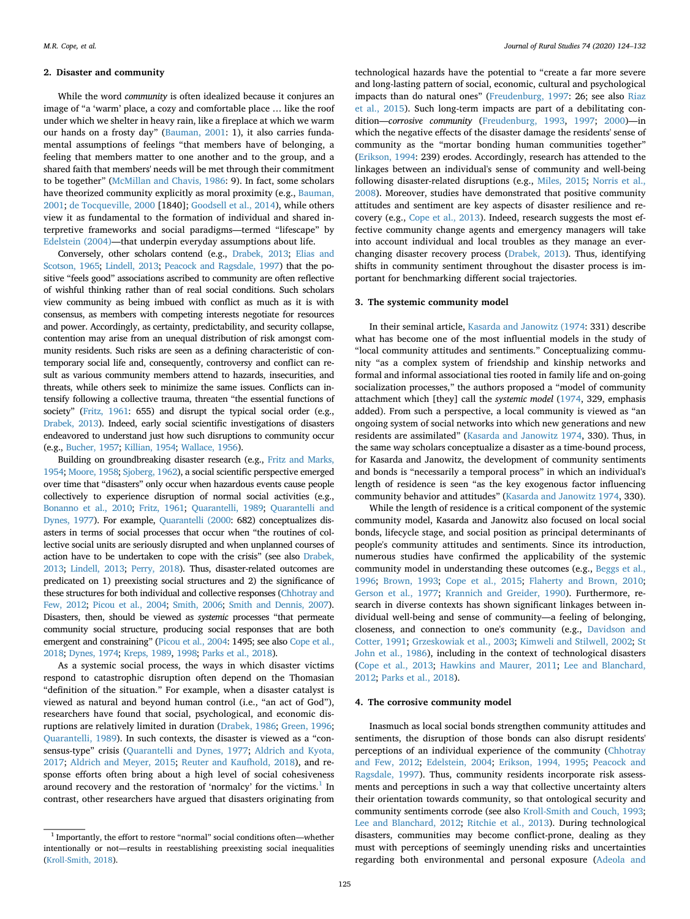## 2. Disaster and community

While the word *community* is often idealized because it conjures an image of a 'warm' place, a cozy and comfortable place … like the roof under which we shelter in heavy rain, like a fireplace at which we warm our hands on a frosty day" (Bauman, 2001: 1), it also carries fundamental assumptions of feelings "that members have of belonging, a feeling that members matter to one another and to the group, and a shared faith that members' needs will be met through their commitment to be together" (McMillan and Chavis, 1986: 9). In fact, some scholars have theorized community explicitly as moral proximity (e.g., Bauman, 2001; de Tocqueville, 2000 [1840]; Goodsell et al., 2014), while others view it as fundamental to the formation of individual and shared interpretive frameworks and social paradigms—termed "lifescape" by Edelstein (2004)—that underpin everyday assumptions about life.

Conversely, other scholars contend (e.g., Drabek, 2013; Elias and Scotson, 1965; Lindell, 2013; Peacock and Ragsdale, 1997) that the positive "feels good" associations ascribed to community are often reflective of wishful thinking rather than of real social conditions. Such scholars view community as being imbued with conflict as much as it is with consensus, as members with competing interests negotiate for resources and power. Accordingly, as certainty, predictability, and security collapse, contention may arise from an unequal distribution of risk amongst community residents. Such risks are seen as a defining characteristic of contemporary social life and, consequently, controversy and conflict can result as various community members attend to hazards, insecurities, and threats, while others seek to minimize the same issues. Conflicts can intensify following a collective trauma, threaten "the essential functions of society" (Fritz, 1961: 655) and disrupt the typical social order (e.g., Drabek, 2013). Indeed, early social scientific investigations of disasters endeavored to understand just how such disruptions to community occur (e.g., Bucher, 1957; Killian, 1954; Wallace, 1956).

Building on groundbreaking disaster research (e.g., Fritz and Marks, 1954; Moore, 1958; Sjoberg, 1962), a social scientific perspective emerged over time that "disasters" only occur when hazardous events cause people collectively to experience disruption of normal social activities (e.g., Bonanno et al., 2010; Fritz, 1961; Quarantelli, 1989; Quarantelli and Dynes, 1977). For example, Quarantelli (2000: 682) conceptualizes disasters in terms of social processes that occur when "the routines of collective social units are seriously disrupted and when unplanned courses of action have to be undertaken to cope with the crisis" (see also Drabek, 2013; Lindell, 2013; Perry, 2018). Thus, disaster-related outcomes are predicated on 1) preexisting social structures and 2) the significance of these structures for both individual and collective responses (Chhotray and Few, 2012; Picou et al., 2004; Smith, 2006; Smith and Dennis, 2007). Disasters, then, should be viewed as *systemic* processes "that permeate community social structure, producing social responses that are both emergent and constraining" (Picou et al., 2004: 1495; see also Cope et al., 2018; Dynes, 1974; Kreps, 1989, 1998; Parks et al., 2018).

As a systemic social process, the ways in which disaster victims respond to catastrophic disruption often depend on the Thomasian "definition of the situation." For example, when a disaster catalyst is viewed as natural and beyond human control (i.e., "an act of God"), researchers have found that social, psychological, and economic disruptions are relatively limited in duration (Drabek, 1986; Green, 1996; Quarantelli, 1989). In such contexts, the disaster is viewed as a "consensus-type" crisis (Quarantelli and Dynes, 1977; Aldrich and Kyota, 2017; Aldrich and Meyer, 2015; Reuter and Kaufhold, 2018), and response efforts often bring about a high level of social cohesiveness around recovery and the restoration of 'normalcy' for the victims.[1] In contrast, other researchers have argued that disasters originating from technological hazards have the potential to "create a far more severe and long-lasting pattern of social, economic, cultural and psychological impacts than do natural ones" (Freudenburg, 1997: 26; see also Riaz et al., 2015). Such long-term impacts are part of a debilitating condition—*corrosive community* (Freudenburg, 1993, 1997; 2000)—in which the negative effects of the disaster damage the residents' sense of community as the "mortar bonding human communities together" (Erikson, 1994: 239) erodes. Accordingly, research has attended to the linkages between an individual's sense of community and well-being following disaster-related disruptions (e.g., Miles, 2015; Norris et al., 2008). Moreover, studies have demonstrated that positive community attitudes and sentiment are key aspects of disaster resilience and recovery (e.g., Cope et al., 2013). Indeed, research suggests the most effective community change agents and emergency managers will take into account individual and local troubles as they manage an ever-changing disaster recovery process (Drabek, 2013). Thus, identifying shifts in community sentiment throughout the disaster process is important for benchmarking different social trajectories.

## 3. The systemic community model

In their seminal article, Kasarda and Janowitz (1974: 331) describe what has become one of the most influential models in the study of "local community attitudes and sentiments." Conceptualizing community "as a complex system of friendship and kinship networks and formal and informal associational ties rooted in family life and on-going socialization processes," the authors proposed a "model of community attachment which [they] call the *systemic model* (1974, 329, emphasis added). From such a perspective, a local community is viewed as "an ongoing system of social networks into which new generations and new residents are assimilated" (Kasarda and Janowitz 1974, 330). Thus, in the same way scholars conceptualize a disaster as a time-bound process, for Kasarda and Janowitz, the development of community sentiments and bonds is "necessarily a temporal process" in which an individual's length of residence is seen "as the key exogenous factor influencing community behavior and attitudes" (Kasarda and Janowitz 1974, 330).

While the length of residence is a critical component of the systemic community model, Kasarda and Janowitz also focused on local social bonds, lifecycle stage, and social position as principal determinants of people's community attitudes and sentiments. Since its introduction, numerous studies have confirmed the applicability of the systemic community model in understanding these outcomes (e.g., Beggs et al., 1996; Brown, 1993; Cope et al., 2015; Flaherty and Brown, 2010; Gerson et al., 1977; Krannich and Greider, 1990). Furthermore, research in diverse contexts has shown significant linkages between individual well-being and sense of community—a feeling of belonging, closeness, and connection to one's community (e.g., Davidson and Cotter, 1991; Grzeskowiak et al., 2003; Kimweli and Stilwell, 2002; St John et al., 1986), including in the context of technological disasters (Cope et al., 2013; Hawkins and Maurer, 2011; Lee and Blanchard, 2012; Parks et al., 2018).

## 4. The corrosive community model

Inasmuch as local social bonds strengthen community attitudes and sentiments, the disruption of those bonds can also disrupt residents' perceptions of an individual experience of the community (Chhotray and Few, 2012; Edelstein, 2004; Erikson, 1994, 1995; Peacock and Ragsdale, 1997). Thus, community residents incorporate risk assessments and perceptions in such a way that collective uncertainty alters their orientation towards community, so that ontological security and community sentiments corrode (see also Kroll-Smith and Couch, 1993; Lee and Blanchard, 2012; Ritchie et al., 2013). During technological disasters, communities may become conflict-prone, dealing as they must with perceptions of seemingly unending risks and uncertainties regarding both environmental and personal exposure (Adeola and

[1] Importantly, the effort to restore "normal" social conditions often—whether intentionally or not—results in reestablishing preexisting social inequalities (Kroll-Smith, 2018).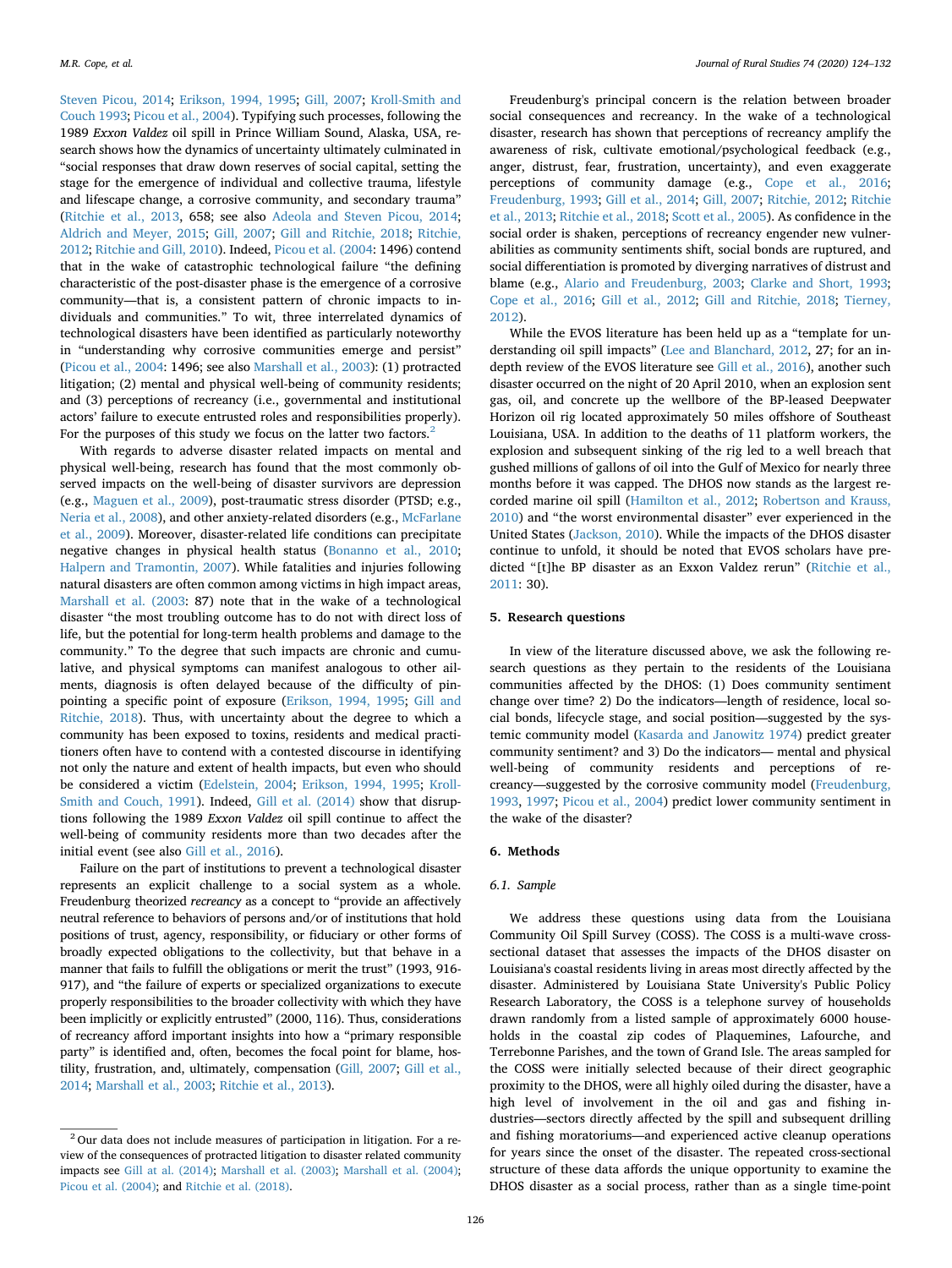Steven Picou, 2014; Erikson, 1994, 1995; Gill, 2007; Kroll-Smith and Couch 1993; Picou et al., 2004). Typifying such processes, following the 1989 *Exxon Valdez* oil spill in Prince William Sound, Alaska, USA, research shows how the dynamics of uncertainty ultimately culminated in "social responses that draw down reserves of social capital, setting the stage for the emergence of individual and collective trauma, lifestyle and lifescape change, a corrosive community, and secondary trauma" (Ritchie et al., 2013, 658; see also Adeola and Steven Picou, 2014; Aldrich and Meyer, 2015; Gill, 2007; Gill and Ritchie, 2018; Ritchie, 2012; Ritchie and Gill, 2010). Indeed, Picou et al. (2004: 1496) contend that in the wake of catastrophic technological failure "the defining characteristic of the post-disaster phase is the emergence of a corrosive community—that is, a consistent pattern of chronic impacts to individuals and communities." To wit, three interrelated dynamics of technological disasters have been identified as particularly noteworthy in "understanding why corrosive communities emerge and persist" (Picou et al., 2004: 1496; see also Marshall et al., 2003): (1) protracted litigation; (2) mental and physical well-being of community residents; and (3) perceptions of recreancy (i.e., governmental and institutional actors' failure to execute entrusted roles and responsibilities properly). For the purposes of this study we focus on the latter two factors.[2]

With regards to adverse disaster related impacts on mental and physical well-being, research has found that the most commonly observed impacts on the well-being of disaster survivors are depression (e.g., Maguen et al., 2009), post-traumatic stress disorder (PTSD; e.g., Neria et al., 2008), and other anxiety-related disorders (e.g., McFarlane et al., 2009). Moreover, disaster-related life conditions can precipitate negative changes in physical health status (Bonanno et al., 2010; Halpern and Tramontin, 2007). While fatalities and injuries following natural disasters are often common among victims in high impact areas, Marshall et al. (2003: 87) note that in the wake of a technological disaster "the most troubling outcome has to do not with direct loss of life, but the potential for long-term health problems and damage to the community." To the degree that such impacts are chronic and cumulative, and physical symptoms can manifest analogous to other ailments, diagnosis is often delayed because of the difficulty of pinpointing a specific point of exposure (Erikson, 1994, 1995; Gill and Ritchie, 2018). Thus, with uncertainty about the degree to which a community has been exposed to toxins, residents and medical practitioners often have to contend with a contested discourse in identifying not only the nature and extent of health impacts, but even who should be considered a victim (Edelstein, 2004; Erikson, 1994, 1995; Kroll-Smith and Couch, 1991). Indeed, Gill et al. (2014) show that disruptions following the 1989 *Exxon Valdez* oil spill continue to affect the well-being of community residents more than two decades after the initial event (see also Gill et al., 2016).

Failure on the part of institutions to prevent a technological disaster represents an explicit challenge to a social system as a whole. Freudenburg theorized *recreancy* as a concept to "provide an affectively neutral reference to behaviors of persons and/or of institutions that hold positions of trust, agency, responsibility, or fiduciary or other forms of broadly expected obligations to the collectivity, but that behave in a manner that fails to fulfill the obligations or merit the trust" (1993, 916-917), and "the failure of experts or specialized organizations to execute properly responsibilities to the broader collectivity with which they have been implicitly or explicitly entrusted" (2000, 116). Thus, considerations of recreancy afford important insights into how a "primary responsible party" is identified and, often, becomes the focal point for blame, hostility, frustration, and, ultimately, compensation (Gill, 2007; Gill et al., 2014; Marshall et al., 2003; Ritchie et al., 2013).

Freudenburg's principal concern is the relation between broader social consequences and recreancy. In the wake of a technological disaster, research has shown that perceptions of recreancy amplify the awareness of risk, cultivate emotional/psychological feedback (e.g., anger, distrust, fear, frustration, uncertainty), and even exaggerate perceptions of community damage (e.g., Cope et al., 2016; Freudenburg, 1993; Gill et al., 2014; Gill, 2007; Ritchie, 2012; Ritchie et al., 2013; Ritchie et al., 2018; Scott et al., 2005). As confidence in the social order is shaken, perceptions of recreancy engender new vulnerabilities as community sentiments shift, social bonds are ruptured, and social differentiation is promoted by diverging narratives of distrust and blame (e.g., Alario and Freudenburg, 2003; Clarke and Short, 1993; Cope et al., 2016; Gill et al., 2012; Gill and Ritchie, 2018; Tierney, 2012).

While the EVOS literature has been held up as a "template for understanding oil spill impacts" (Lee and Blanchard, 2012, 27; for an in-depth review of the EVOS literature see Gill et al., 2016), another such disaster occurred on the night of 20 April 2010, when an explosion sent gas, oil, and concrete up the wellbore of the BP-leased Deepwater Horizon oil rig located approximately 50 miles offshore of Southeast Louisiana, USA. In addition to the deaths of 11 platform workers, the explosion and subsequent sinking of the rig led to a well breach that gushed millions of gallons of oil into the Gulf of Mexico for nearly three months before it was capped. The DHOS now stands as the largest recorded marine oil spill (Hamilton et al., 2012; Robertson and Krauss, 2010) and "the worst environmental disaster" ever experienced in the United States (Jackson, 2010). While the impacts of the DHOS disaster continue to unfold, it should be noted that EVOS scholars have predicted "[t]he BP disaster as an Exxon Valdez rerun" (Ritchie et al., 2011: 30).

## 5. Research questions

In view of the literature discussed above, we ask the following research questions as they pertain to the residents of the Louisiana communities affected by the DHOS: (1) Does community sentiment change over time? 2) Do the indicators—length of residence, local social bonds, lifecycle stage, and social position—suggested by the systemic community model (Kasarda and Janowitz 1974) predict greater community sentiment? and 3) Do the indicators— mental and physical well-being of community residents and perceptions of recreancy—suggested by the corrosive community model (Freudenburg, 1993, 1997; Picou et al., 2004) predict lower community sentiment in the wake of the disaster?

## 6. Methods

### 6.1. Sample

We address these questions using data from the Louisiana Community Oil Spill Survey (COSS). The COSS is a multi-wave cross-sectional dataset that assesses the impacts of the DHOS disaster on Louisiana's coastal residents living in areas most directly affected by the disaster. Administered by Louisiana State University's Public Policy Research Laboratory, the COSS is a telephone survey of households drawn randomly from a listed sample of approximately 6000 households in the coastal zip codes of Plaquemines, Lafourche, and Terrebonne Parishes, and the town of Grand Isle. The areas sampled for the COSS were initially selected because of their direct geographic proximity to the DHOS, were all highly oiled during the disaster, have a high level of involvement in the oil and gas and fishing industries—sectors directly affected by the spill and subsequent drilling and fishing moratoriums—and experienced active cleanup operations for years since the onset of the disaster. The repeated cross-sectional structure of these data affords the unique opportunity to examine the DHOS disaster as a social process, rather than as a single time-point

---

[2] Our data does not include measures of participation in litigation. For a review of the consequences of protracted litigation to disaster related community impacts see Gill at al. (2014); Marshall et al. (2003); Marshall et al. (2004); Picou et al. (2004); and Ritchie et al. (2018).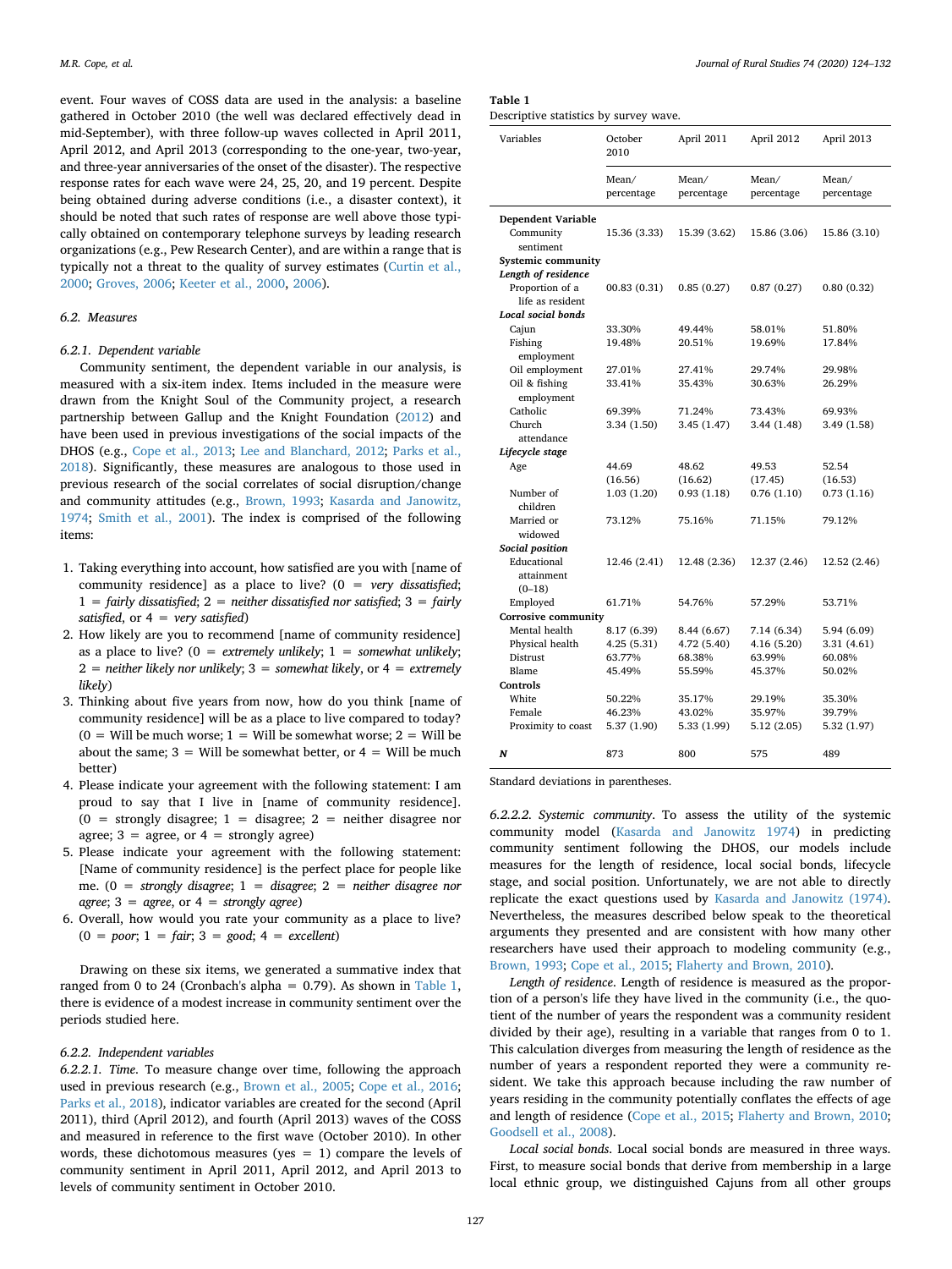event. Four waves of COSS data are used in the analysis: a baseline gathered in October 2010 (the well was declared effectively dead in mid-September), with three follow-up waves collected in April 2011, April 2012, and April 2013 (corresponding to the one-year, two-year, and three-year anniversaries of the onset of the disaster). The respective response rates for each wave were 24, 25, 20, and 19 percent. Despite being obtained during adverse conditions (i.e., a disaster context), it should be noted that such rates of response are well above those typically obtained on contemporary telephone surveys by leading research organizations (e.g., Pew Research Center), and are within a range that is typically not a threat to the quality of survey estimates (Curtin et al., 2000; Groves, 2006; Keeter et al., 2000, 2006).

### 6.2. Measures

#### 6.2.1. Dependent variable

Community sentiment, the dependent variable in our analysis, is measured with a six-item index. Items included in the measure were drawn from the Knight Soul of the Community project, a research partnership between Gallup and the Knight Foundation (2012) and have been used in previous investigations of the social impacts of the DHOS (e.g., Cope et al., 2013; Lee and Blanchard, 2012; Parks et al., 2018). Significantly, these measures are analogous to those used in previous research of the social correlates of social disruption/change and community attitudes (e.g., Brown, 1993; Kasarda and Janowitz, 1974; Smith et al., 2001). The index is comprised of the following items:

1. Taking everything into account, how satisfied are you with [name of community residence] as a place to live? (0 = *very dissatisfied*; 1 = *fairly dissatisfied*; 2 = *neither dissatisfied nor satisfied*; 3 = *fairly satisfied*, or 4 = *very satisfied*)
2. How likely are you to recommend [name of community residence] as a place to live? (0 = *extremely unlikely*; 1 = *somewhat unlikely*; 2 = *neither likely nor unlikely*; 3 = *somewhat likely*, or 4 = *extremely likely*)
3. Thinking about five years from now, how do you think [name of community residence] will be as a place to live compared to today? (0 = Will be much worse; 1 = Will be somewhat worse; 2 = Will be about the same; 3 = Will be somewhat better, or 4 = Will be much better)
4. Please indicate your agreement with the following statement: I am proud to say that I live in [name of community residence]. (0 = strongly disagree; 1 = disagree; 2 = neither disagree nor agree; 3 = agree, or 4 = strongly agree)
5. Please indicate your agreement with the following statement: [Name of community residence] is the perfect place for people like me. (0 = *strongly disagree*; 1 = *disagree*; 2 = *neither disagree nor agree*; 3 = *agree*, or 4 = *strongly agree*)
6. Overall, how would you rate your community as a place to live? (0 = *poor*; 1 = *fair*; 3 = *good*; 4 = *excellent*)

Drawing on these six items, we generated a summative index that ranged from 0 to 24 (Cronbach's alpha = 0.79). As shown in Table 1, there is evidence of a modest increase in community sentiment over the periods studied here.

#### 6.2.2. Independent variables

6.2.2.1. *Time*. To measure change over time, following the approach used in previous research (e.g., Brown et al., 2005; Cope et al., 2016; Parks et al., 2018), indicator variables are created for the second (April 2011), third (April 2012), and fourth (April 2013) waves of the COSS and measured in reference to the first wave (October 2010). In other words, these dichotomous measures (yes = 1) compare the levels of community sentiment in April 2011, April 2012, and April 2013 to levels of community sentiment in October 2010.

**Table 1**
Descriptive statistics by survey wave.

| Variables | October 2010 | April 2011 | April 2012 | April 2013 |
|---|---|---|---|---|
| | Mean/percentage | Mean/percentage | Mean/percentage | Mean/percentage |
| **Dependent Variable** | | | | |
| Community sentiment | 15.36 (3.33) | 15.39 (3.62) | 15.86 (3.06) | 15.86 (3.10) |
| **Systemic community** | | | | |
| ***Length of residence*** | | | | |
| Proportion of a life as resident | 00.83 (0.31) | 0.85 (0.27) | 0.87 (0.27) | 0.80 (0.32) |
| ***Local social bonds*** | | | | |
| Cajun | 33.30% | 49.44% | 58.01% | 51.80% |
| Fishing employment | 19.48% | 20.51% | 19.69% | 17.84% |
| Oil employment | 27.01% | 27.41% | 29.74% | 29.98% |
| Oil & fishing employment | 33.41% | 35.43% | 30.63% | 26.29% |
| Catholic | 69.39% | 71.24% | 73.43% | 69.93% |
| Church attendance | 3.34 (1.50) | 3.45 (1.47) | 3.44 (1.48) | 3.49 (1.58) |
| ***Lifecycle stage*** | | | | |
| Age | 44.69 (16.56) | 48.62 (16.62) | 49.53 (17.45) | 52.54 (16.53) |
| Number of children | 1.03 (1.20) | 0.93 (1.18) | 0.76 (1.10) | 0.73 (1.16) |
| Married or widowed | 73.12% | 75.16% | 71.15% | 79.12% |
| ***Social position*** | | | | |
| Educational attainment (0–18) | 12.46 (2.41) | 12.48 (2.36) | 12.37 (2.46) | 12.52 (2.46) |
| Employed | 61.71% | 54.76% | 57.29% | 53.71% |
| **Corrosive community** | | | | |
| Mental health | 8.17 (6.39) | 8.44 (6.67) | 7.14 (6.34) | 5.94 (6.09) |
| Physical health | 4.25 (5.31) | 4.72 (5.40) | 4.16 (5.20) | 3.31 (4.61) |
| Distrust | 63.77% | 68.38% | 63.99% | 60.08% |
| Blame | 45.49% | 55.59% | 45.37% | 50.02% |
| **Controls** | | | | |
| White | 50.22% | 35.17% | 29.19% | 35.30% |
| Female | 46.23% | 43.02% | 35.97% | 39.79% |
| Proximity to coast | 5.37 (1.90) | 5.33 (1.99) | 5.12 (2.05) | 5.32 (1.97) |
| ***N*** | 873 | 800 | 575 | 489 |

Standard deviations in parentheses.

6.2.2.2. *Systemic community*. To assess the utility of the systemic community model (Kasarda and Janowitz 1974) in predicting community sentiment following the DHOS, our models include measures for the length of residence, local social bonds, lifecycle stage, and social position. Unfortunately, we are not able to directly replicate the exact questions used by Kasarda and Janowitz (1974). Nevertheless, the measures described below speak to the theoretical arguments they presented and are consistent with how many other researchers have used their approach to modeling community (e.g., Brown, 1993; Cope et al., 2015; Flaherty and Brown, 2010).

*Length of residence*. Length of residence is measured as the proportion of a person's life they have lived in the community (i.e., the quotient of the number of years the respondent was a community resident divided by their age), resulting in a variable that ranges from 0 to 1. This calculation diverges from measuring the length of residence as the number of years a respondent reported they were a community resident. We take this approach because including the raw number of years residing in the community potentially conflates the effects of age and length of residence (Cope et al., 2015; Flaherty and Brown, 2010; Goodsell et al., 2008).

*Local social bonds*. Local social bonds are measured in three ways. First, to measure social bonds that derive from membership in a large local ethnic group, we distinguished Cajuns from all other groups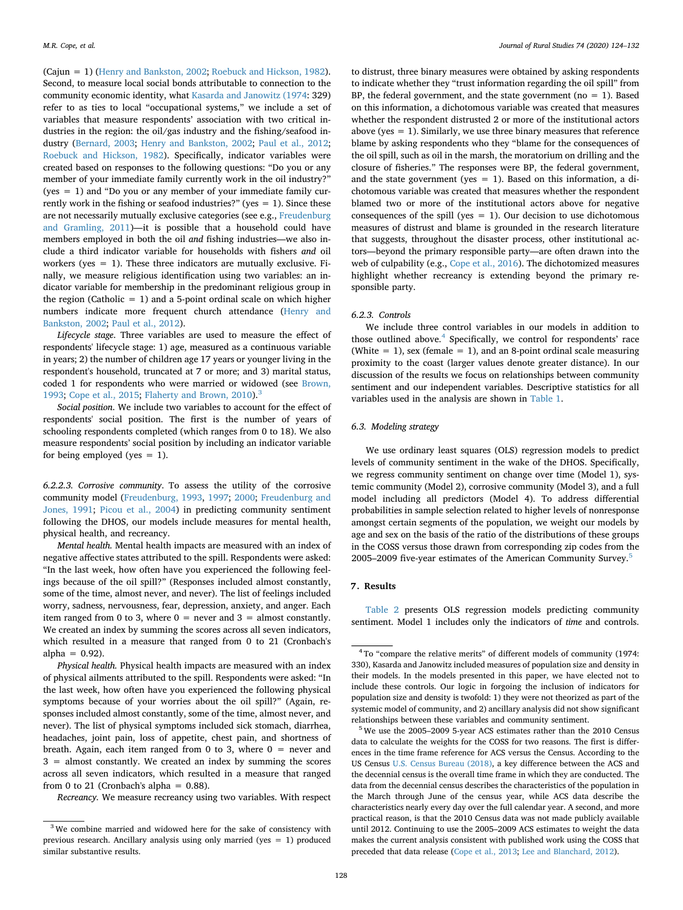(Cajun = 1) (Henry and Bankston, 2002; Roebuck and Hickson, 1982). Second, to measure local social bonds attributable to connection to the community economic identity, what Kasarda and Janowitz (1974: 329) refer to as ties to local "occupational systems," we include a set of variables that measure respondents' association with two critical industries in the region: the oil/gas industry and the fishing/seafood industry (Bernard, 2003; Henry and Bankston, 2002; Paul et al., 2012; Roebuck and Hickson, 1982). Specifically, indicator variables were created based on responses to the following questions: "Do you or any member of your immediate family currently work in the oil industry?" (yes = 1) and "Do you or any member of your immediate family currently work in the fishing or seafood industries?" (yes = 1). Since these are not necessarily mutually exclusive categories (see e.g., Freudenburg and Gramling, 2011)—it is possible that a household could have members employed in both the oil *and* fishing industries—we also include a third indicator variable for households with fishers *and* oil workers (yes = 1). These three indicators are mutually exclusive. Finally, we measure religious identification using two variables: an indicator variable for membership in the predominant religious group in the region (Catholic = 1) and a 5-point ordinal scale on which higher numbers indicate more frequent church attendance (Henry and Bankston, 2002; Paul et al., 2012).

*Lifecycle stage.* Three variables are used to measure the effect of respondents' lifecycle stage: 1) age, measured as a continuous variable in years; 2) the number of children age 17 years or younger living in the respondent's household, truncated at 7 or more; and 3) marital status, coded 1 for respondents who were married or widowed (see Brown, 1993; Cope et al., 2015; Flaherty and Brown, 2010).[3]

*Social position.* We include two variables to account for the effect of respondents' social position. The first is the number of years of schooling respondents completed (which ranges from 0 to 18). We also measure respondents' social position by including an indicator variable for being employed (yes = 1).

##### 6.2.2.3. Corrosive community

To assess the utility of the corrosive community model (Freudenburg, 1993, 1997; 2000; Freudenburg and Jones, 1991; Picou et al., 2004) in predicting community sentiment following the DHOS, our models include measures for mental health, physical health, and recreancy.

*Mental health.* Mental health impacts are measured with an index of negative affective states attributed to the spill. Respondents were asked: "In the last week, how often have you experienced the following feelings because of the oil spill?" (Responses included almost constantly, some of the time, almost never, and never). The list of feelings included worry, sadness, nervousness, fear, depression, anxiety, and anger. Each item ranged from 0 to 3, where 0 = never and 3 = almost constantly. We created an index by summing the scores across all seven indicators, which resulted in a measure that ranged from 0 to 21 (Cronbach's alpha = 0.92).

*Physical health.* Physical health impacts are measured with an index of physical ailments attributed to the spill. Respondents were asked: "In the last week, how often have you experienced the following physical symptoms because of your worries about the oil spill?" (Again, responses included almost constantly, some of the time, almost never, and never). The list of physical symptoms included sick stomach, diarrhea, headaches, joint pain, loss of appetite, chest pain, and shortness of breath. Again, each item ranged from 0 to 3, where 0 = never and 3 = almost constantly. We created an index by summing the scores across all seven indicators, which resulted in a measure that ranged from 0 to 21 (Cronbach's alpha = 0.88).

*Recreancy.* We measure recreancy using two variables. With respect to distrust, three binary measures were obtained by asking respondents to indicate whether they "trust information regarding the oil spill" from BP, the federal government, and the state government (no = 1). Based on this information, a dichotomous variable was created that measures whether the respondent distrusted 2 or more of the institutional actors above (yes = 1). Similarly, we use three binary measures that reference blame by asking respondents who they "blame for the consequences of the oil spill, such as oil in the marsh, the moratorium on drilling and the closure of fisheries." The responses were BP, the federal government, and the state government (yes = 1). Based on this information, a dichotomous variable was created that measures whether the respondent blamed two or more of the institutional actors above for negative consequences of the spill (yes = 1). Our decision to use dichotomous measures of distrust and blame is grounded in the research literature that suggests, throughout the disaster process, other institutional actors—beyond the primary responsible party—are often drawn into the web of culpability (e.g., Cope et al., 2016). The dichotomized measures highlight whether recreancy is extending beyond the primary responsible party.

#### 6.2.3. Controls

We include three control variables in our models in addition to those outlined above.[4] Specifically, we control for respondents' race (White = 1), sex (female = 1), and an 8-point ordinal scale measuring proximity to the coast (larger values denote greater distance). In our discussion of the results we focus on relationships between community sentiment and our independent variables. Descriptive statistics for all variables used in the analysis are shown in Table 1.

### 6.3. Modeling strategy

We use ordinary least squares (OLS) regression models to predict levels of community sentiment in the wake of the DHOS. Specifically, we regress community sentiment on change over time (Model 1), systemic community (Model 2), corrosive community (Model 3), and a full model including all predictors (Model 4). To address differential probabilities in sample selection related to higher levels of nonresponse amongst certain segments of the population, we weight our models by age and sex on the basis of the ratio of the distributions of these groups in the COSS versus those drawn from corresponding zip codes from the 2005–2009 five-year estimates of the American Community Survey.[5]

## 7. Results

Table 2 presents OLS regression models predicting community sentiment. Model 1 includes only the indicators of *time* and controls.

---

[3] We combine married and widowed here for the sake of consistency with previous research. Ancillary analysis using only married (yes = 1) produced similar substantive results.

[4] To "compare the relative merits" of different models of community (1974: 330), Kasarda and Janowitz included measures of population size and density in their models. In the models presented in this paper, we have elected not to include these controls. Our logic in forgoing the inclusion of indicators for population size and density is twofold: 1) they were not theorized as part of the systemic model of community, and 2) ancillary analysis did not show significant relationships between these variables and community sentiment.

[5] We use the 2005–2009 5-year ACS estimates rather than the 2010 Census data to calculate the weights for the COSS for two reasons. The first is differences in the time frame reference for ACS versus the Census. According to the US Census U.S. Census Bureau (2018), a key difference between the ACS and the decennial census is the overall time frame in which they are conducted. The data from the decennial census describes the characteristics of the population in the March through June of the census year, while ACS data describe the characteristics nearly every day over the full calendar year. A second, and more practical reason, is that the 2010 Census data was not made publicly available until 2012. Continuing to use the 2005–2009 ACS estimates to weight the data makes the current analysis consistent with published work using the COSS that preceded that data release (Cope et al., 2013; Lee and Blanchard, 2012).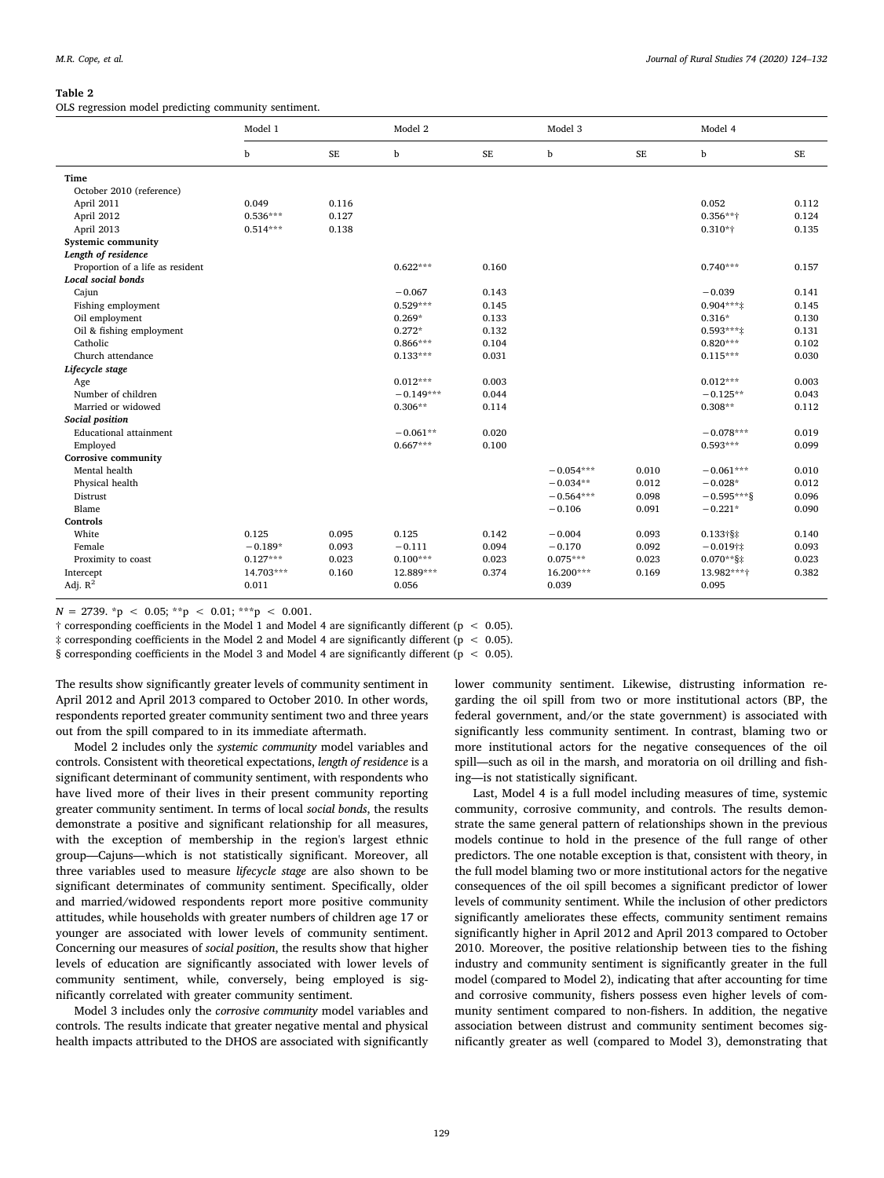**Table 2**

OLS regression model predicting community sentiment.

| | Model 1 | | Model 2 | | Model 3 | | Model 4 | |
|---|---|---|---|---|---|---|---|---|
| | b | SE | b | SE | b | SE | b | SE |
| **Time** | | | | | | | | |
| October 2010 (reference) | | | | | | | | |
| April 2011 | 0.049 | 0.116 | | | | | 0.052 | 0.112 |
| April 2012 | 0.536*** | 0.127 | | | | | 0.356**† | 0.124 |
| April 2013 | 0.514*** | 0.138 | | | | | 0.310*† | 0.135 |
| **Systemic community** | | | | | | | | |
| ***Length of residence*** | | | | | | | | |
| Proportion of a life as resident | | | 0.622*** | 0.160 | | | 0.740*** | 0.157 |
| ***Local social bonds*** | | | | | | | | |
| Cajun | | | −0.067 | 0.143 | | | −0.039 | 0.141 |
| Fishing employment | | | 0.529*** | 0.145 | | | 0.904***‡ | 0.145 |
| Oil employment | | | 0.269* | 0.133 | | | 0.316* | 0.130 |
| Oil & fishing employment | | | 0.272* | 0.132 | | | 0.593***‡ | 0.131 |
| Catholic | | | 0.866*** | 0.104 | | | 0.820*** | 0.102 |
| Church attendance | | | 0.133*** | 0.031 | | | 0.115*** | 0.030 |
| ***Lifecycle stage*** | | | | | | | | |
| Age | | | 0.012*** | 0.003 | | | 0.012*** | 0.003 |
| Number of children | | | −0.149*** | 0.044 | | | −0.125** | 0.043 |
| Married or widowed | | | 0.306** | 0.114 | | | 0.308** | 0.112 |
| ***Social position*** | | | | | | | | |
| Educational attainment | | | −0.061** | 0.020 | | | −0.078*** | 0.019 |
| Employed | | | 0.667*** | 0.100 | | | 0.593*** | 0.099 |
| **Corrosive community** | | | | | | | | |
| Mental health | | | | | −0.054*** | 0.010 | −0.061*** | 0.010 |
| Physical health | | | | | −0.034** | 0.012 | −0.028* | 0.012 |
| Distrust | | | | | −0.564*** | 0.098 | −0.595***§ | 0.096 |
| Blame | | | | | −0.106 | 0.091 | −0.221* | 0.090 |
| **Controls** | | | | | | | | |
| White | 0.125 | 0.095 | 0.125 | 0.142 | −0.004 | 0.093 | 0.133†§‡ | 0.140 |
| Female | −0.189* | 0.093 | −0.111 | 0.094 | −0.170 | 0.092 | −0.019†‡ | 0.093 |
| Proximity to coast | 0.127*** | 0.023 | 0.100*** | 0.023 | 0.075*** | 0.023 | 0.070**§‡ | 0.023 |
| Intercept | 14.703*** | 0.160 | 12.889*** | 0.374 | 16.200*** | 0.169 | 13.982***† | 0.382 |
| Adj. $R^2$ | 0.011 | | 0.056 | | 0.039 | | 0.095 | |

$N = 2739$. *$p < 0.05$; **$p < 0.01$; ***$p < 0.001$.

† corresponding coefficients in the Model 1 and Model 4 are significantly different ($p < 0.05$).

‡ corresponding coefficients in the Model 2 and Model 4 are significantly different ($p < 0.05$).

§ corresponding coefficients in the Model 3 and Model 4 are significantly different ($p < 0.05$).

The results show significantly greater levels of community sentiment in April 2012 and April 2013 compared to October 2010. In other words, respondents reported greater community sentiment two and three years out from the spill compared to in its immediate aftermath.

Model 2 includes only the *systemic community* model variables and controls. Consistent with theoretical expectations, *length of residence* is a significant determinant of community sentiment, with respondents who have lived more of their lives in their present community reporting greater community sentiment. In terms of local *social bonds*, the results demonstrate a positive and significant relationship for all measures, with the exception of membership in the region's largest ethnic group—Cajuns—which is not statistically significant. Moreover, all three variables used to measure *lifecycle stage* are also shown to be significant determinates of community sentiment. Specifically, older and married/widowed respondents report more positive community attitudes, while households with greater numbers of children age 17 or younger are associated with lower levels of community sentiment. Concerning our measures of *social position*, the results show that higher levels of education are significantly associated with lower levels of community sentiment, while, conversely, being employed is significantly correlated with greater community sentiment.

Model 3 includes only the *corrosive community* model variables and controls. The results indicate that greater negative mental and physical health impacts attributed to the DHOS are associated with significantly lower community sentiment. Likewise, distrusting information regarding the oil spill from two or more institutional actors (BP, the federal government, and/or the state government) is associated with significantly less community sentiment. In contrast, blaming two or more institutional actors for the negative consequences of the oil spill—such as oil in the marsh, and moratoria on oil drilling and fishing—is not statistically significant.

Last, Model 4 is a full model including measures of time, systemic community, corrosive community, and controls. The results demonstrate the same general pattern of relationships shown in the previous models continue to hold in the presence of the full range of other predictors. The one notable exception is that, consistent with theory, in the full model blaming two or more institutional actors for the negative consequences of the oil spill becomes a significant predictor of lower levels of community sentiment. While the inclusion of other predictors significantly ameliorates these effects, community sentiment remains significantly higher in April 2012 and April 2013 compared to October 2010. Moreover, the positive relationship between ties to the fishing industry and community sentiment is significantly greater in the full model (compared to Model 2), indicating that after accounting for time and corrosive community, fishers possess even higher levels of community sentiment compared to non-fishers. In addition, the negative association between distrust and community sentiment becomes significantly greater as well (compared to Model 3), demonstrating that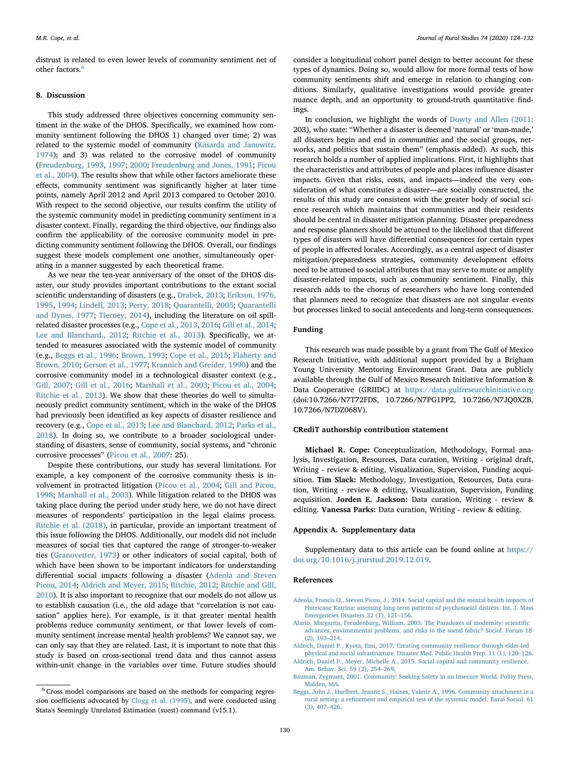distrust is related to even lower levels of community sentiment net of other factors.[6]

## 8. Discussion

This study addressed three objectives concerning community sentiment in the wake of the DHOS. Specifically, we examined how community sentiment following the DHOS 1) changed over time; 2) was related to the systemic model of community (Kasarda and Janowitz, 1974); and 3) was related to the corrosive model of community (Freudenburg, 1993, 1997; 2000; Freudenburg and Jones, 1991; Picou et al., 2004). The results show that while other factors ameliorate these effects, community sentiment was significantly higher at later time points, namely April 2012 and April 2013 compared to October 2010. With respect to the second objective, our results confirm the utility of the systemic community model in predicting community sentiment in a disaster context. Finally, regarding the third objective, our findings also confirm the applicability of the corrosive community model in predicting community sentiment following the DHOS. Overall, our findings suggest these models complement one another, simultaneously operating in a manner suggested by each theoretical frame.

As we near the ten-year anniversary of the onset of the DHOS disaster, our study provides important contributions to the extant social scientific understanding of disasters (e.g., Drabek, 2013; Erikson, 1976, 1995, 1994; Lindell, 2013; Perry, 2018; Quarantelli, 2005; Quarantelli and Dynes, 1977; Tierney, 2014), including the literature on oil spill-related disaster processes (e.g., Cope et al., 2013, 2016; Gill et al., 2014; Lee and Blanchard., 2012; Ritchie et al., 2013). Specifically, we attended to measures associated with the systemic model of community (e.g., Beggs et al., 1996; Brown, 1993; Cope et al., 2015; Flaherty and Brown, 2010; Gerson et al., 1977; Krannich and Greider, 1990) and the corrosive community model in a technological disaster context (e.g., Gill, 2007; Gill et al., 2016; Marshall et al., 2003; Picou et al., 2004; Ritchie et al., 2013). We show that these theories do well to simultaneously predict community sentiment, which in the wake of the DHOS had previously been identified as key aspects of disaster resilience and recovery (e.g., Cope et al., 2013; Lee and Blanchard, 2012; Parks et al., 2018). In doing so, we contribute to a broader sociological understanding of disasters, sense of community, social systems, and "chronic corrosive processes" (Picou et al., 2007: 25).

Despite these contributions, our study has several limitations. For example, a key component of the corrosive community thesis is involvement in protracted litigation (Picou et al., 2004; Gill and Picou, 1998; Marshall et al., 2003). While litigation related to the DHOS was taking place during the period under study here, we do not have direct measures of respondents' participation in the legal claims process. Ritchie et al. (2018), in particular, provide an important treatment of this issue following the DHOS. Additionally, our models did not include measures of social ties that captured the range of stronger-to-weaker ties (Granovetter, 1973) or other indicators of social capital, both of which have been shown to be important indicators for understanding differential social impacts following a disaster (Adeola and Steven Picou, 2014; Aldrich and Meyer, 2015; Ritchie, 2012; Ritchie and Gill, 2010). It is also important to recognize that our models do not allow us to establish causation (i.e., the old adage that "correlation is not causation" applies here). For example, is it that greater mental health problems reduce community sentiment, or that lower levels of community sentiment increase mental health problems? We cannot say, we can only say that they are related. Last, it is important to note that this study is based on cross-sectional trend data and thus cannot assess within-unit change in the variables over time. Future studies should consider a longitudinal cohort panel design to better account for these types of dynamics. Doing so, would allow for more formal tests of how community sentiments shift and emerge in relation to changing conditions. Similarly, qualitative investigations would provide greater nuance depth, and an opportunity to ground-truth quantitative findings.

In conclusion, we highlight the words of Dowty and Allen (2011: 203), who state: "Whether a disaster is deemed 'natural' or 'man-made,' all disasters begin and end in *communities* and the social groups, networks, and politics that sustain them" (emphasis added). As such, this research holds a number of applied implications. First, it highlights that the characteristics and attributes of people and places influence disaster impacts. Given that risks, costs, and impacts—indeed the very consideration of what constitutes a disaster—are socially constructed, the results of this study are consistent with the greater body of social science research which maintains that communities and their residents should be central in disaster mitigation planning. Disaster preparedness and response planners should be attuned to the likelihood that different types of disasters will have differential consequences for certain types of people in affected locales. Accordingly, as a central aspect of disaster mitigation/preparedness strategies, community development efforts need to be attuned to social attributes that may serve to mute or amplify disaster-related impacts, such as community sentiment. Finally, this research adds to the chorus of researchers who have long contended that planners need to recognize that disasters are not singular events but processes linked to social antecedents and long-term consequences.

## Funding

This research was made possible by a grant from The Gulf of Mexico Research Initiative, with additional support provided by a Brigham Young University Mentoring Environment Grant. Data are publicly available through the Gulf of Mexico Research Initiative Information & Data Cooperative (GRIIDC) at https://data.gulfresearchinitiative.org (doi:10.7266/N7T72FDS, 10.7266/N7PG1PP2, 10.7266/N7JQ0XZB, 10.7266/N7DZ068V).

## CRediT authorship contribution statement

**Michael R. Cope:** Conceptualization, Methodology, Formal analysis, Investigation, Resources, Data curation, Writing - original draft, Writing - review & editing, Visualization, Supervision, Funding acquisition. **Tim Slack:** Methodology, Investigation, Resources, Data curation, Writing - review & editing, Visualization, Supervision, Funding acquisition. **Jorden E. Jackson:** Data curation, Writing - review & editing. **Vanessa Parks:** Data curation, Writing - review & editing.

## Appendix A. Supplementary data

Supplementary data to this article can be found online at https://doi.org/10.1016/j.jrurstud.2019.12.019.

## References

Adeola, Francis O., Steven Picou, J., 2014. Social capital and the mental health impacts of Hurricane Katrina: assessing long-term patterns of psychosocial distress. Int. J. Mass Emergencies Disasters 32 (1), 121–156.

Alario, Margarita, Freudenburg, William, 2003. The Paradoxes of modernity: scientific advances, environmental problems, and risks to the social fabric? Sociol. Forum 18 (2), 193–214.

Aldrich, Daniel P., Kyota, Emi, 2017. Creating community resilience through elder-led physical and social infrastructure. Disaster Med. Public Health Prep. 11 (1), 120–126.

Aldrich, Daniel P., Meyer, Michelle A., 2015. Social capital and community resilience. Am. Behav. Sci. 59 (2), 254–269.

Bauman, Zygmunt, 2001. Community: Seeking Safety in an Insecure World. Polity Press, Malden, MA.

Beggs, John J., Hurlbert, Jeanne S., Haines, Valerie A., 1996. Community attachment in a rural setting: a refinement and empirical test of the systemic model. Rural Sociol. 61 (3), 407–426.

---

[6] Cross model comparisons are based on the methods for comparing regression coefficients advocated by Clogg et al. (1995), and were conducted using Stata's Seemingly Unrelated Estimation (suest) command (v15.1).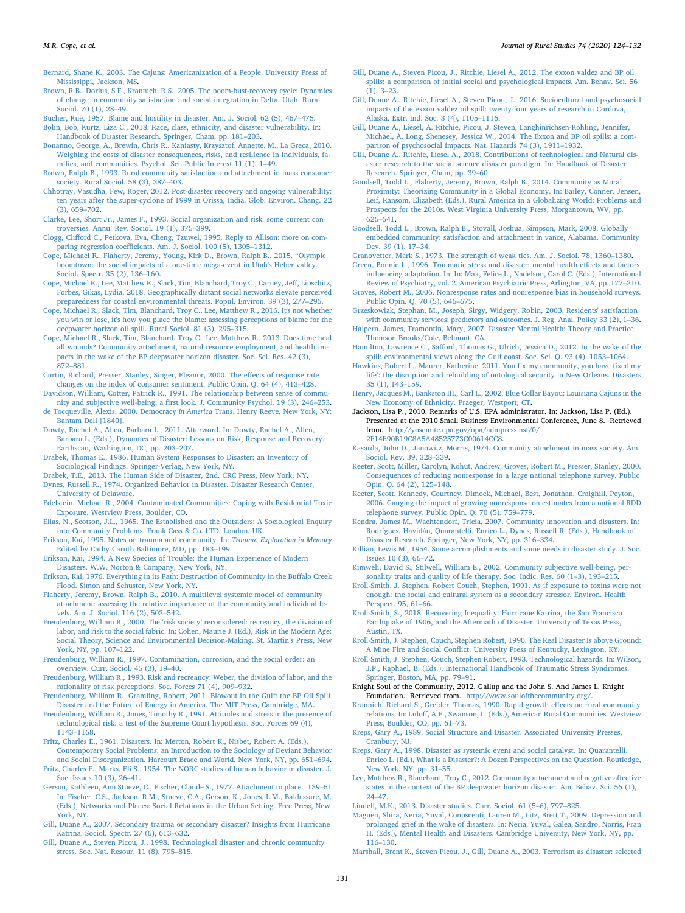Bernard, Shane K., 2003. The Cajuns: Americanization of a People. University Press of Mississippi, Jackson, MS.

Brown, R.B., Dorius, S.F., Krannich, R.S., 2005. The boom-bust-recovery cycle: Dynamics of change in community satisfaction and social integration in Delta, Utah. Rural Sociol. 70 (1), 28–49.

Bucher, Rue, 1957. Blame and hostility in disaster. Am. J. Sociol. 62 (5), 467–475.

Bolin, Bob, Kurtz, Liza C., 2018. Race, class, ethnicity, and disaster vulnerability. In: Handbook of Disaster Research. Springer, Cham, pp. 181–203.

Bonanno, George, A., Brewin, Chris R., Kaniasty, Krzysztof, Annette, M., La Greca, 2010. Weighing the costs of disaster consequences, risks, and resilience in individuals, families, and communities. Psychol. Sci. Public Interest 11 (1), 1–49.

Brown, Ralph B., 1993. Rural community satisfaction and attachment in mass consumer society. Rural Sociol. 58 (3), 387–403.

Chhotray, Vasudha, Few, Roger, 2012. Post-disaster recovery and ongoing vulnerability: ten years after the super-cyclone of 1999 in Orissa, India. Glob. Environ. Chang. 22 (3), 659–702.

Clarke, Lee, Short Jr., James F., 1993. Social organization and risk: some current controversies. Annu. Rev. Sociol. 19 (1), 375–399.

Clogg, Clifford C., Petkova, Eva, Cheng, Tzuwei, 1995. Reply to Allison: more on comparing regression coefficients. Am. J. Sociol. 100 (5), 1305–1312.

Cope, Michael R., Flaherty, Jeremy, Young, Kirk D., Brown, Ralph B., 2015. "Olympic boomtown: the social impacts of a one-time mega-event in Utah's Heber valley. Sociol. Spectr. 35 (2), 136–160.

Cope, Michael R., Lee, Matthew R., Slack, Tim, Blanchard, Troy C., Carney, Jeff, Lipschitz, Forbes, Gikas, Lydia, 2018. Geographically distant social networks elevate perceived preparedness for coastal environmental threats. Popul. Environ. 39 (3), 277–296.

Cope, Michael R., Slack, Tim, Blanchard, Troy C., Lee, Matthew R., 2016. It's not whether you win or lose, it's how you place the blame: assessing perceptions of blame for the deepwater horizon oil spill. Rural Sociol. 81 (3), 295–315.

Cope, Michael R., Slack, Tim, Blanchard, Troy C., Lee, Matthew R., 2013. Does time heal all wounds? Community attachment, natural resource employment, and health impacts in the wake of the BP deepwater horizon disaster. Soc. Sci. Res. 42 (3), 872–881.

Curtin, Richard, Presser, Stanley, Singer, Eleanor, 2000. The effects of response rate changes on the index of consumer sentiment. Public Opin. Q. 64 (4), 413–428.

Davidson, William, Cotter, Patrick R., 1991. The relationship between sense of community and subjective well-being: a first look. J. Community Psychol. 19 (3), 246–253.

de Tocqueville, Alexis, 2000. Democracy *in America* Trans. Henry Reeve, New York, NY: Bantam Dell [1840].

Dowty, Rachel A., Allen, Barbara L., 2011. Afterword. In: Dowty, Rachel A., Allen, Barbara L. (Eds.), Dynamics of Disaster: Lessons on Risk, Response and Recovery. Earthscan, Washington, DC, pp. 203–207.

Drabek, Thomas E., 1986. Human System Responses to Disaster: an Inventory of Sociological Findings. Springer-Verlag, New York, NY.

Drabek, T.E., 2013. The Human Side of Disaster, 2nd. CRC Press, New York, NY.

Dynes, Russell R., 1974. Organized Behavior in Disaster. Disaster Research Center, University of Delaware.

Edelstein, Michael R., 2004. Contaminated Communities: Coping with Residential Toxic Exposure. Westview Press, Boulder, CO.

Elias, N., Scotson, J.L., 1965. The Established and the Outsiders: A Sociological Enquiry into Community Problems. Frank Cass & Co. LTD, London, UK.

Erikson, Kai, 1995. Notes on trauma and community. In: *Trauma: Exploration in Memory* Edited by Cathy Caruth Baltimore, MD, pp. 183–199.

Erikson, Kai, 1994. A New Species of Trouble: the Human Experience of Modern Disasters. W.W. Norton & Company, New York, NY.

Erikson, Kai, 1976. Everything in its Path: Destruction of Community in the Buffalo Creek Flood. Simon and Schuster, New York, NY.

Flaherty, Jeremy, Brown, Ralph B., 2010. A multilevel systemic model of community attachment: assessing the relative importance of the community and individual levels. Am. J. Sociol. 116 (2), 503–542.

Freudenburg, William R., 2000. The 'risk society' reconsidered: recreancy, the division of labor, and risk to the social fabric. In: Cohen, Maurie J. (Ed.), Risk in the Modern Age: Social Theory, Science and Environmental Decision-Making. St. Martin's Press, New York, NY, pp. 107–122.

Freudenburg, William R., 1997. Contamination, corrosion, and the social order: an overview. Curr. Sociol. 45 (3), 19–40.

Freudenburg, William R., 1993. Risk and recreancy: Weber, the division of labor, and the rationality of risk perceptions. Soc. Forces 71 (4), 909–932.

Freudenburg, William R., Gramling, Robert, 2011. Blowout in the Gulf: the BP Oil Spill Disaster and the Future of Energy in America. The MIT Press, Cambridge, MA.

Freudenburg, William R., Jones, Timothy R., 1991. Attitudes and stress in the presence of technological risk: a test of the Supreme Court hypothesis. Soc. Forces 69 (4), 1143–1168.

Fritz, Charles E., 1961. Disasters. In: Merton, Robert K., Nisbet, Robert A. (Eds.), Contemporary Social Problems: an Introduction to the Sociology of Deviant Behavior and Social Disorganization. Harcourt Brace and World, New York, NY, pp. 651–694.

Fritz, Charles E., Marks, Eli S., 1954. The NORC studies of human behavior in disaster. J. Soc. Issues 10 (3), 26–41.

Gerson, Kathleen, Ann Stueve, C., Fischer, Claude S., 1977. Attachment to place. 139–61 In: Fischer, C.S., Jackson, R.M., Stueve, C.A., Gerson, K., Jones, L.M., Baldassare, M. (Eds.), Networks and Places: Social Relations in the Urban Setting. Free Press, New York, NY.

Gill, Duane A., 2007. Secondary trauma or secondary disaster? Insights from Hurricane Katrina. Sociol. Spectr. 27 (6), 613–632.

Gill, Duane A., Steven Picou, J., 1998. Technological disaster and chronic community stress. Soc. Nat. Resour. 11 (8), 795–815.

Gill, Duane A., Steven Picou, J., Ritchie, Liesel A., 2012. The exxon valdez and BP oil spills: a comparison of initial social and psychological impacts. Am. Behav. Sci. 56 (1), 3–23.

Gill, Duane A., Ritchie, Liesel A., Steven Picou, J., 2016. Sociocultural and psychosocial impacts of the exxon valdez oil spill: twenty-four years of research in Cordova, Alaska. Extr. Ind. Soc. 3 (4), 1105–1116.

Gill, Duane A., Liesel, A. Ritchie, Picou, J. Steven, Langhinrichsen-Rohling, Jennifer, Michael, A. Long, Shenesey, Jessica W., 2014. The Exxon and BP oil spills: a comparison of psychosocial impacts. Nat. Hazards 74 (3), 1911–1932.

Gill, Duane A., Ritchie, Liesel A., 2018. Contributions of technological and Natural disaster research to the social science disaster paradigm. In: Handbook of Disaster Research. Springer, Cham, pp. 39–60.

Goodsell, Todd L., Flaherty, Jeremy, Brown, Ralph B., 2014. Community as Moral Proximity: Theorizing Community in a Global Economy. In: Bailey, Conner, Jensen, Leif, Ransom, Elizabeth (Eds.), Rural America in a Globalizing World: Problems and Prospects for the 2010s. West Virginia University Press, Morgantown, WV, pp. 626–641.

Goodsell, Todd L., Brown, Ralph B., Stovall, Joshua, Simpson, Mark, 2008. Globally embedded community: satisfaction and attachment in vance, Alabama. Community Dev. 39 (1), 17–34.

Granovetter, Mark S., 1973. The strength of weak ties. Am. J. Sociol. 78, 1360–1380.

Green, Bonnie L., 1996. Traumatic stress and disaster: mental health effects and factors influencing adaptation. In: In: Mak, Felice L., Nadelson, Carol C. (Eds.), International Review of Psychiatry, vol. 2. American Psychiatric Press, Arlington, VA, pp. 177–210.

Groves, Robert M., 2006. Nonresponse rates and nonresponse bias in household surveys. Public Opin. Q. 70 (5), 646–675.

Grzeskowiak, Stephan, M., Joseph, Sirgy, Widgery, Robin, 2003. Residents' satisfaction with community services: predictors and outcomes. J. Reg. Anal. Policy 33 (2), 1–36.

Halpern, James, Tramontin, Mary, 2007. Disaster Mental Health: Theory and Practice. Thomson Brooks/Cole, Belmont, CA.

Hamilton, Lawrence C., Safford, Thomas G., Ulrich, Jessica D., 2012. In the wake of the spill: environmental views along the Gulf coast. Soc. Sci. Q. 93 (4), 1053–1064.

Hawkins, Robert L., Maurer, Katherine, 2011. You fix my community, you have fixed my life': the disruption and rebuilding of ontological security in New Orleans. Disasters 35 (1), 143–159.

Henry, Jacques M., Bankston III., Carl L., 2002. Blue Collar Bayou: Louisiana Cajuns in the New Economy of Ethnicity. Praeger, Westport, CT.

Jackson, Lisa P., 2010. Remarks of U.S. EPA administrator. In: Jackson, Lisa P. (Ed.), Presented at the 2010 Small Business Environmental Conference, June 8. Retrieved from. http://yosemite.epa.gov/opa/admpress.nsf/0/2F14E90B19C8A5A48525773C00614CC8.

Kasarda, John D., Janowitz, Morris, 1974. Community attachment in mass society. Am. Sociol. Rev. 39, 328–339.

Keeter, Scott, Miller, Carolyn, Kohut, Andrew, Groves, Robert M., Presser, Stanley, 2000. Consequences of reducing nonresponse in a large national telephone survey. Public Opin. Q. 64 (2), 125–148.

Keeter, Scott, Kennedy, Courtney, Dimock, Michael, Best, Jonathan, Craighill, Peyton, 2006. Gauging the impact of growing nonresponse on estimates from a national RDD telephone survey. Public Opin. Q. 70 (5), 759–779.

Kendra, James M., Wachtendorf, Tricia, 2007. Community innovation and disasters. In: Rodrígues, Havidán, Quarantelli, Enrico L., Dynes, Russell R. (Eds.), Handbook of Disaster Research. Springer, New York, NY, pp. 316–334.

Killian, Lewis M., 1954. Some accomplishments and some needs in disaster study. J. Soc. Issues 10 (3), 66–72.

Kimweli, David S., Stilwell, William E., 2002. Community subjective well-being, personality traits and quality of life therapy. Soc. Indic. Res. 60 (1–3), 193–215.

Kroll-Smith, J. Stephen, Robert Couch, Stephen, 1991. As if exposure to toxins were not enough: the social and cultural system as a secondary stressor. Environ. Health Perspect. 95, 61–66.

Kroll-Smith, S., 2018. Recovering Inequality: Hurricane Katrina, the San Francisco Earthquake of 1906, and the Aftermath of Disaster. University of Texas Press, Austin, TX.

Kroll-Smith, J. Stephen, Couch, Stephen Robert, 1990. The Real Disaster Is above Ground: A Mine Fire and Social Conflict. University Press of Kentucky, Lexington, KY.

Kroll-Smith, J. Stephen, Couch, Stephen Robert, 1993. Technological hazards. In: Wilson, J.P., Raphael, B. (Eds.), International Handbook of Traumatic Stress Syndromes. Springer, Boston, MA, pp. 79–91.

Knight Soul of the Community, 2012. Gallup and the John S. And James L. Knight Foundation. Retrieved from. http://www.soulofthecommunity.org/.

Krannich, Richard S., Greider, Thomas, 1990. Rapid growth effects on rural community relations. In: Luloff, A.E., Swanson, L. (Eds.), American Rural Communities. Westview Press, Boulder, CO, pp. 61–73.

Kreps, Gary A., 1989. Social Structure and Disaster. Associated University Presses, Cranbury, NJ.

Kreps, Gary A., 1998. Disaster as systemic event and social catalyst. In: Quarantelli, Enrico L. (Ed.), What Is a Disaster?: A Dozen Perspectives on the Question. Routledge, New York, NY, pp. 31–55.

Lee, Matthew R., Blanchard, Troy C., 2012. Community attachment and negative affective states in the context of the BP deepwater horizon disaster. Am. Behav. Sci. 56 (1), 24–47.

Lindell, M.K., 2013. Disaster studies. Curr. Sociol. 61 (5–6), 797–825.

Maguen, Shira, Neria, Yuval, Conoscenti, Lauren M., Litz, Brett T., 2009. Depression and prolonged grief in the wake of disasters. In: Neria, Yuval, Galea, Sandro, Norris, Fran H. (Eds.), Mental Health and Disasters. Cambridge University, New York, NY, pp. 116–130.

Marshall, Brent K., Steven Picou, J., Gill, Duane A., 2003. Terrorism as disaster: selected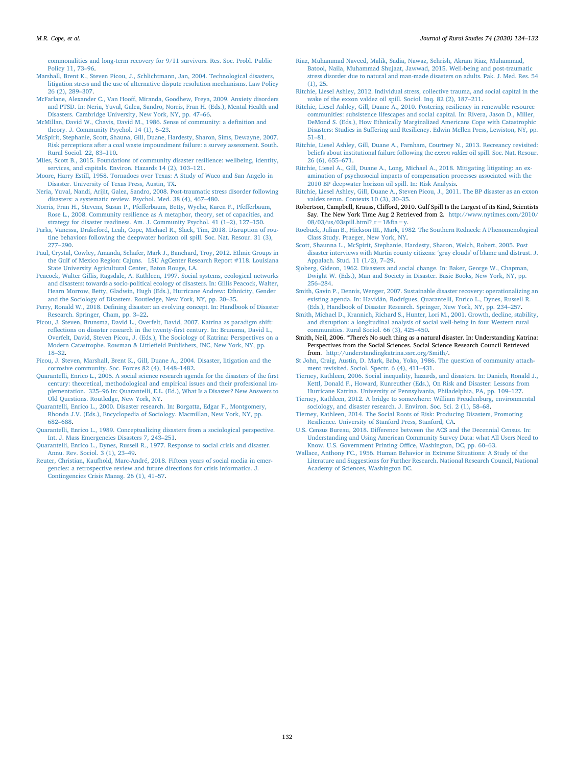commonalities and long-term recovery for 9/11 survivors. Res. Soc. Probl. Public Policy 11, 73–96.

Marshall, Brent K., Steven Picou, J., Schlichtmann, Jan, 2004. Technological disasters, litigation stress and the use of alternative dispute resolution mechanisms. Law Policy 26 (2), 289–307.

McFarlane, Alexander C., Van Hooff, Miranda, Goodhew, Freya, 2009. Anxiety disorders and PTSD. In: Neria, Yuval, Galea, Sandro, Norris, Fran H. (Eds.), Mental Health and Disasters. Cambridge University, New York, NY, pp. 47–66.

McMillan, David W., Chavis, David M., 1986. Sense of community: a definition and theory. J. Community Psychol. 14 (1), 6–23.

McSpirit, Stephanie, Scott, Shauna, Gill, Duane, Hardesty, Sharon, Sims, Dewayne, 2007. Risk perceptions after a coal waste impoundment failure: a survey assessment. South. Rural Sociol. 22, 83–110.

Miles, Scott B., 2015. Foundations of community disaster resilience: wellbeing, identity, services, and capitals. Environ. Hazards 14 (2), 103–121.

Moore, Harry Estill, 1958. Tornadoes over Texas: A Study of Waco and San Angelo in Disaster. University of Texas Press, Austin, TX.

Neria, Yuval, Nandi, Arijit, Galea, Sandro, 2008. Post-traumatic stress disorder following disasters: a systematic review. Psychol. Med. 38 (4), 467–480.

Norris, Fran H., Stevens, Susan P., Pfefferbaum, Betty, Wyche, Karen F., Pfefferbaum, Rose L., 2008. Community resilience as A metaphor, theory, set of capacities, and strategy for disaster readiness. Am. J. Community Psychol. 41 (1–2), 127–150.

Parks, Vanessa, Drakeford, Leah, Cope, Michael R., Slack, Tim, 2018. Disruption of routine behaviors following the deepwater horizon oil spill. Soc. Nat. Resour. 31 (3), 277–290.

Paul, Crystal, Cowley, Amanda, Schafer, Mark J., Banchard, Troy, 2012. Ethnic Groups in the Gulf of Mexico Region: Cajuns. LSU AgCenter Research Report #118. Louisiana State University Agricultural Center, Baton Rouge, LA.

Peacock, Walter Gillis, Ragsdale, A. Kathleen, 1997. Social systems, ecological networks and disasters: towards a socio-political ecology of disasters. In: Gillis Peacock, Walter, Hearn Morrow, Betty, Gladwin, Hugh (Eds.), Hurricane Andrew: Ethnicity, Gender and the Sociology of Disasters. Routledge, New York, NY, pp. 20–35.

Perry, Ronald W., 2018. Defining disaster: an evolving concept. In: Handbook of Disaster Research. Springer, Cham, pp. 3–22.

Picou, J. Steven, Brunsma, David L., Overfelt, David, 2007. Katrina as paradigm shift: reflections on disaster research in the twenty-first century. In: Brunsma, David L., Overfelt, David, Steven Picou, J. (Eds.), The Sociology of Katrina: Perspectives on a Modern Catastrophe. Rowman & Littlefield Publishers, INC, New York, NY, pp. 18–32.

Picou, J. Steven, Marshall, Brent K., Gill, Duane A., 2004. Disaster, litigation and the corrosive community. Soc. Forces 82 (4), 1448–1482.

Quarantelli, Enrico L., 2005. A social science research agenda for the disasters of the first century: theoretical, methodological and empirical issues and their professional implementation. 325–96 In: Quarantelli, E.L. (Ed.), What Is a Disaster? New Answers to Old Questions. Routledge, New York, NY.

Quarantelli, Enrico L., 2000. Disaster research. In: Borgatta, Edgar F., Montgomery, Rhonda J.V. (Eds.), Encyclopedia of Sociology. Macmillan, New York, NY, pp. 682–688.

Quarantelli, Enrico L., 1989. Conceptualizing disasters from a sociological perspective. Int. J. Mass Emergencies Disasters 7, 243–251.

Quarantelli, Enrico L., Dynes, Russell R., 1977. Response to social crisis and disaster. Annu. Rev. Sociol. 3 (1), 23–49.

Reuter, Christian, Kaufhold, Marc-André, 2018. Fifteen years of social media in emergencies: a retrospective review and future directions for crisis informatics. J. Contingencies Crisis Manag. 26 (1), 41–57.

Riaz, Muhammad Naveed, Malik, Sadia, Nawaz, Sehrish, Akram Riaz, Muhammad, Batool, Naila, Muhammad Shujaat, Jawwad, 2015. Well-being and post-traumatic stress disorder due to natural and man-made disasters on adults. Pak. J. Med. Res. 54 (1), 25.

Ritchie, Liesel Ashley, 2012. Individual stress, collective trauma, and social capital in the wake of the exxon valdez oil spill. Sociol. Inq. 82 (2), 187–211.

Ritchie, Liesel Ashley, Gill, Duane A., 2010. Fostering resiliency in renewable resource communities: subsistence lifescapes and social capital. In: Rivera, Jason D., Miller, DeMond S. (Eds.), How Ethnically Marginalized Americans Cope with Catastrophic Disasters: Studies in Suffering and Resiliency. Edwin Mellen Press, Lewiston, NY, pp. 51–81.

Ritchie, Liesel Ashley, Gill, Duane A., Farnham, Courtney N., 2013. Recreancy revisited: beliefs about institutional failure following the *exxon valdez* oil spill. Soc. Nat. Resour. 26 (6), 655–671.

Ritchie, Liesel A., Gill, Duane A., Long, Michael A., 2018. Mitigating litigating: an examination of psychosocial impacts of compensation processes associated with the 2010 BP deepwater horizon oil spill. In: Risk Analysis.

Ritchie, Liesel Ashley, Gill, Duane A., Steven Picou, J., 2011. The BP disaster as an exxon valdez rerun. Contexts 10 (3), 30–35.

Robertson, Campbell, Krauss, Clifford, 2010. Gulf Spill Is the Largest of its Kind, Scientists Say. The New York Time Aug 2 Retrieved from 2. http://www.nytimes.com/2010/08/03/us/03spill.html?_r=1&fta=y.

Roebuck, Julian B., Hickson III., Mark, 1982. The Southern Redneck: A Phenomenological Class Study. Praeger, New York, NY.

Scott, Shaunna L., McSpirit, Stephanie, Hardesty, Sharon, Welch, Robert, 2005. Post disaster interviews with Martin county citizens: 'gray clouds' of blame and distrust. J. Appalach. Stud. 11 (1/2), 7–29.

Sjoberg, Gideon, 1962. Disasters and social change. In: Baker, George W., Chapman, Dwight W. (Eds.), Man and Society in Disaster. Basic Books, New York, NY, pp. 256–284.

Smith, Gavin P., Dennis, Wenger, 2007. Sustainable disaster recovery: operationalizing an existing agenda. In: Havidán, Rodrígues, Quarantelli, Enrico L., Dynes, Russell R. (Eds.), Handbook of Disaster Research. Springer, New York, NY, pp. 234–257.

Smith, Michael D., Krannich, Richard S., Hunter, Lori M., 2001. Growth, decline, stability, and disruption: a longitudinal analysis of social well-being in four Western rural communities. Rural Sociol. 66 (3), 425–450.

Smith, Neil, 2006. "There's No such thing as a natural disaster. In: Understanding Katrina: Perspectives from the Social Sciences. Social Science Research Council Retrieved from. http://understandingkatrina.ssrc.org/Smith/.

St John, Craig, Austin, D. Mark, Baba, Yoko, 1986. The question of community attachment revisited. Sociol. Spectr. 6 (4), 411–431.

Tierney, Kathleen, 2006. Social inequality, hazards, and disasters. In: Daniels, Ronald J., Kettl, Donald F., Howard, Kunreuther (Eds.), On Risk and Disaster: Lessons from Hurricane Katrina. University of Pennsylvania, Philadelphia, PA, pp. 109–127.

Tierney, Kathleen, 2012. A bridge to somewhere: William Freudenburg, environmental sociology, and disaster research. J. Environ. Soc. Sci. 2 (1), 58–68.

Tierney, Kathleen, 2014. The Social Roots of Risk: Producing Disasters, Promoting Resilience. University of Stanford Press, Stanford, CA.

U.S. Census Bureau, 2018. Difference between the ACS and the Decennial Census. In: Understanding and Using American Community Survey Data: what All Users Need to Know. U.S. Government Printing Office, Washington, DC, pp. 60–63.

Wallace, Anthony FC., 1956. Human Behavior in Extreme Situations: A Study of the Literature and Suggestions for Further Research. National Research Council, National Academy of Sciences, Washington DC.